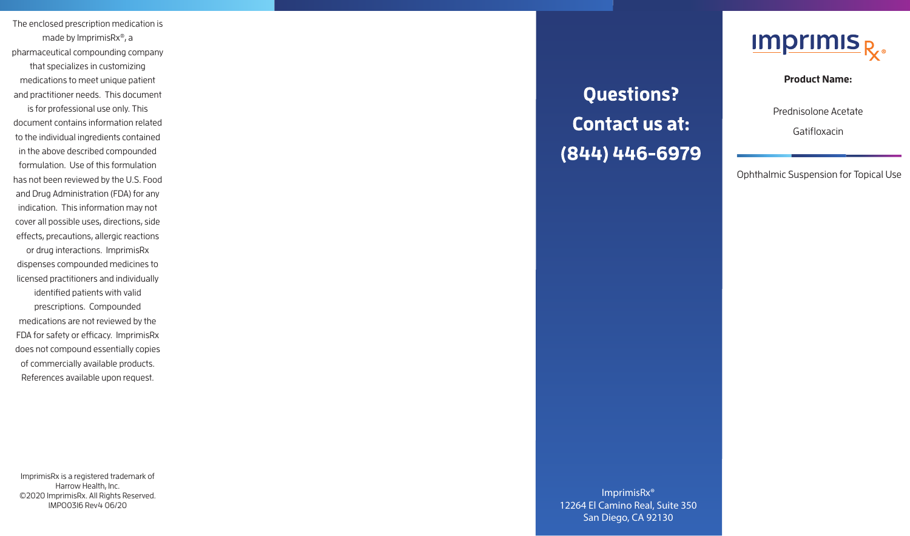The enclosed prescription medication is made by ImprimisRx®, a pharmaceutical compounding company that specializes in customizing medications to meet unique patient and practitioner needs. This document is for professional use only. This document contains information related to the individual ingredients contained in the above described compounded formulation. Use of this formulation has not been reviewed by the U.S. Food and Drug Administration (FDA) for any indication. This information may not cover all possible uses, directions, side effects, precautions, allergic reactions or drug interactions. ImprimisRx dispenses compounded medicines to licensed practitioners and individually identified patients with valid prescriptions. Compounded medications are not reviewed by the FDA for safety or efficacy. ImprimisRx does not compound essentially copies of commercially available products. References available upon request.

ImprimisRx is a registered trademark of Harrow Health, Inc.
©2020 ImprimisRx. All Rights Reserved.
IMP00316 Rev4 06/20

# Questions? Contact us at: (844) 446-6979

ImprimisRx®
12264 El Camino Real, Suite 350
San Diego, CA 92130

imprimis Rx®

**Product Name:**

Prednisolone Acetate

Gatifloxacin

Ophthalmic Suspension for Topical Use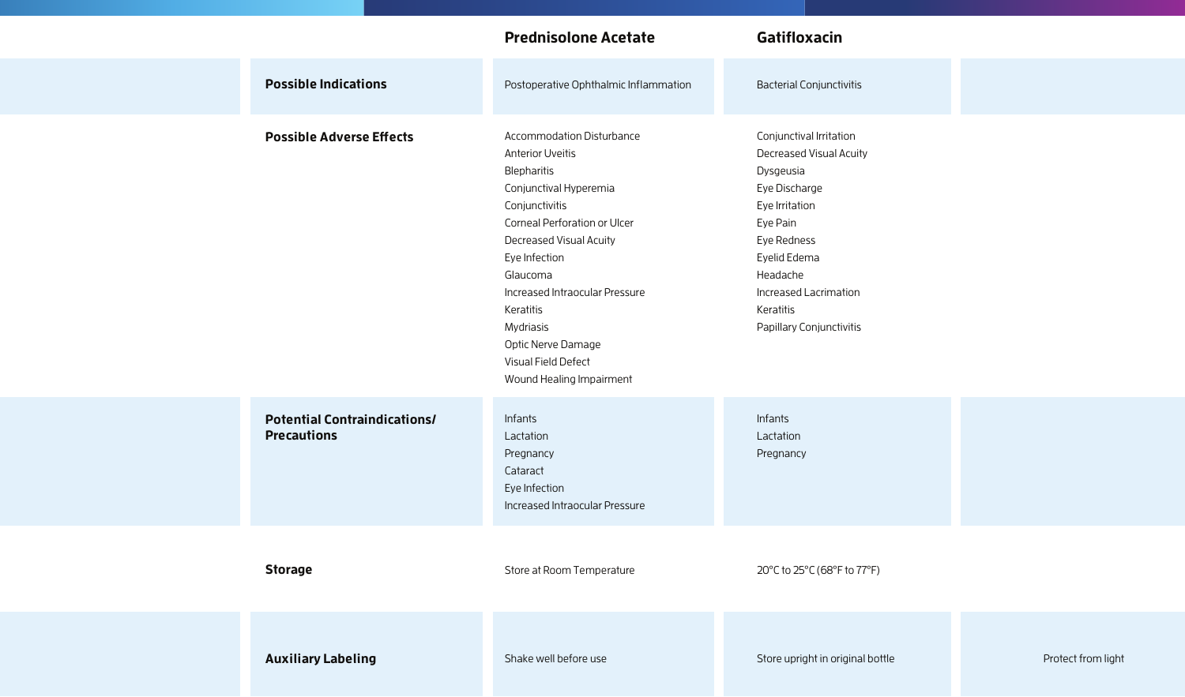| | Prednisolone Acetate | Gatifloxacin | |
|---|---|---|---|
| **Possible Indications** | Postoperative Ophthalmic Inflammation | Bacterial Conjunctivitis | |
| **Possible Adverse Effects** | Accommodation Disturbance<br>Anterior Uveitis<br>Blepharitis<br>Conjunctival Hyperemia<br>Conjunctivitis<br>Corneal Perforation or Ulcer<br>Decreased Visual Acuity<br>Eye Infection<br>Glaucoma<br>Increased Intraocular Pressure<br>Keratitis<br>Mydriasis<br>Optic Nerve Damage<br>Visual Field Defect<br>Wound Healing Impairment | Conjunctival Irritation<br>Decreased Visual Acuity<br>Dysgeusia<br>Eye Discharge<br>Eye Irritation<br>Eye Pain<br>Eye Redness<br>Eyelid Edema<br>Headache<br>Increased Lacrimation<br>Keratitis<br>Papillary Conjunctivitis | |
| **Potential Contraindications/ Precautions** | Infants<br>Lactation<br>Pregnancy<br>Cataract<br>Eye Infection<br>Increased Intraocular Pressure | Infants<br>Lactation<br>Pregnancy | |
| **Storage** | Store at Room Temperature | 20°C to 25°C (68°F to 77°F) | |
| **Auxiliary Labeling** | Shake well before use | Store upright in original bottle | Protect from light |